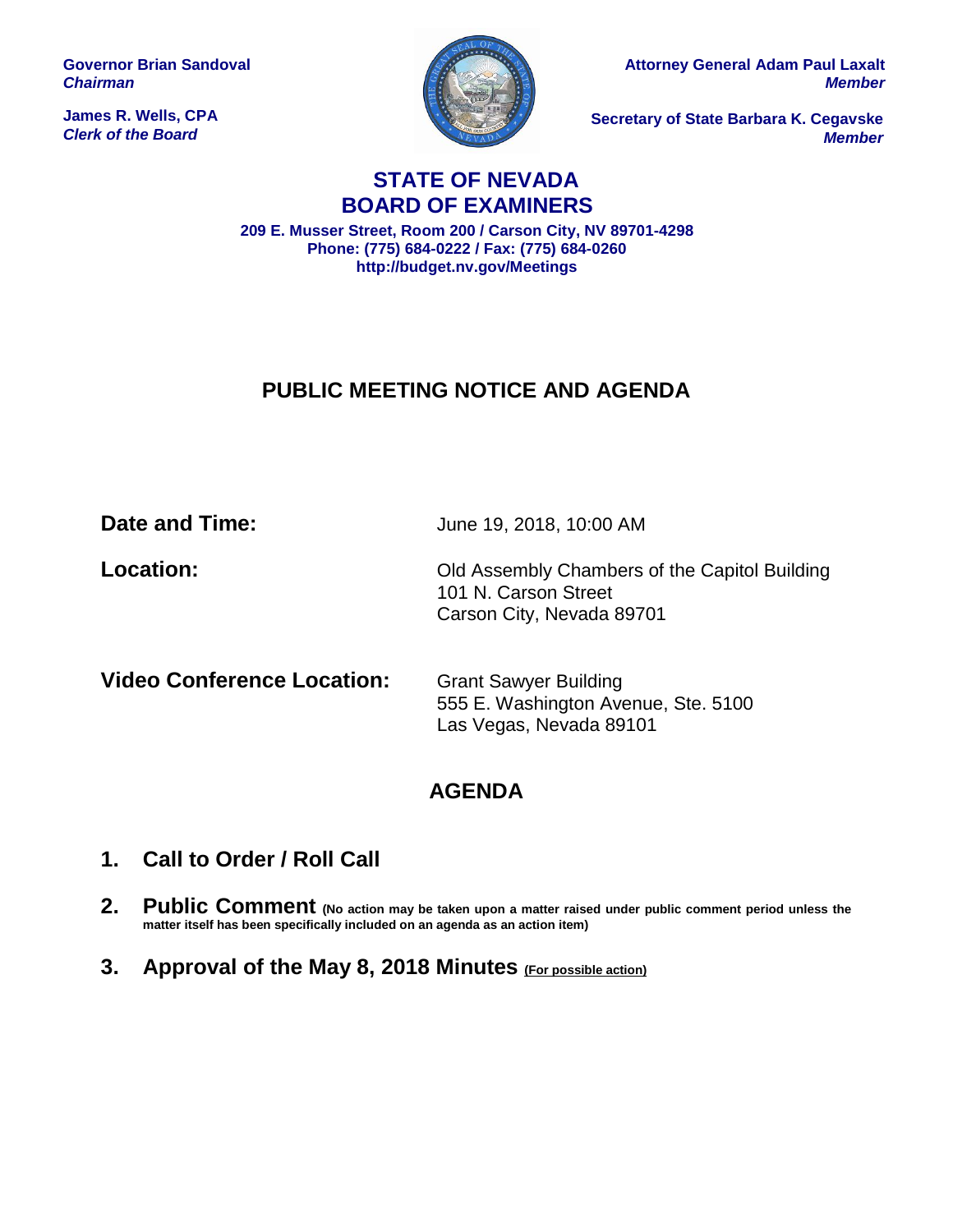**Governor Brian Sandoval**
*Chairman*

**James R. Wells, CPA**
*Clerk of the Board*

**Attorney General Adam Paul Laxalt**
*Member*

**Secretary of State Barbara K. Cegavske**
*Member*

# STATE OF NEVADA
# BOARD OF EXAMINERS

**209 E. Musser Street, Room 200 / Carson City, NV 89701-4298**
**Phone: (775) 684-0222 / Fax: (775) 684-0260**
**http://budget.nv.gov/Meetings**

## PUBLIC MEETING NOTICE AND AGENDA

**Date and Time:** June 19, 2018, 10:00 AM

**Location:** Old Assembly Chambers of the Capitol Building
101 N. Carson Street
Carson City, Nevada 89701

**Video Conference Location:** Grant Sawyer Building
555 E. Washington Avenue, Ste. 5100
Las Vegas, Nevada 89101

## AGENDA

1. **Call to Order / Roll Call**

2. **Public Comment** **(No action may be taken upon a matter raised under public comment period unless the matter itself has been specifically included on an agenda as an action item)**

3. **Approval of the May 8, 2018 Minutes** **(For possible action)**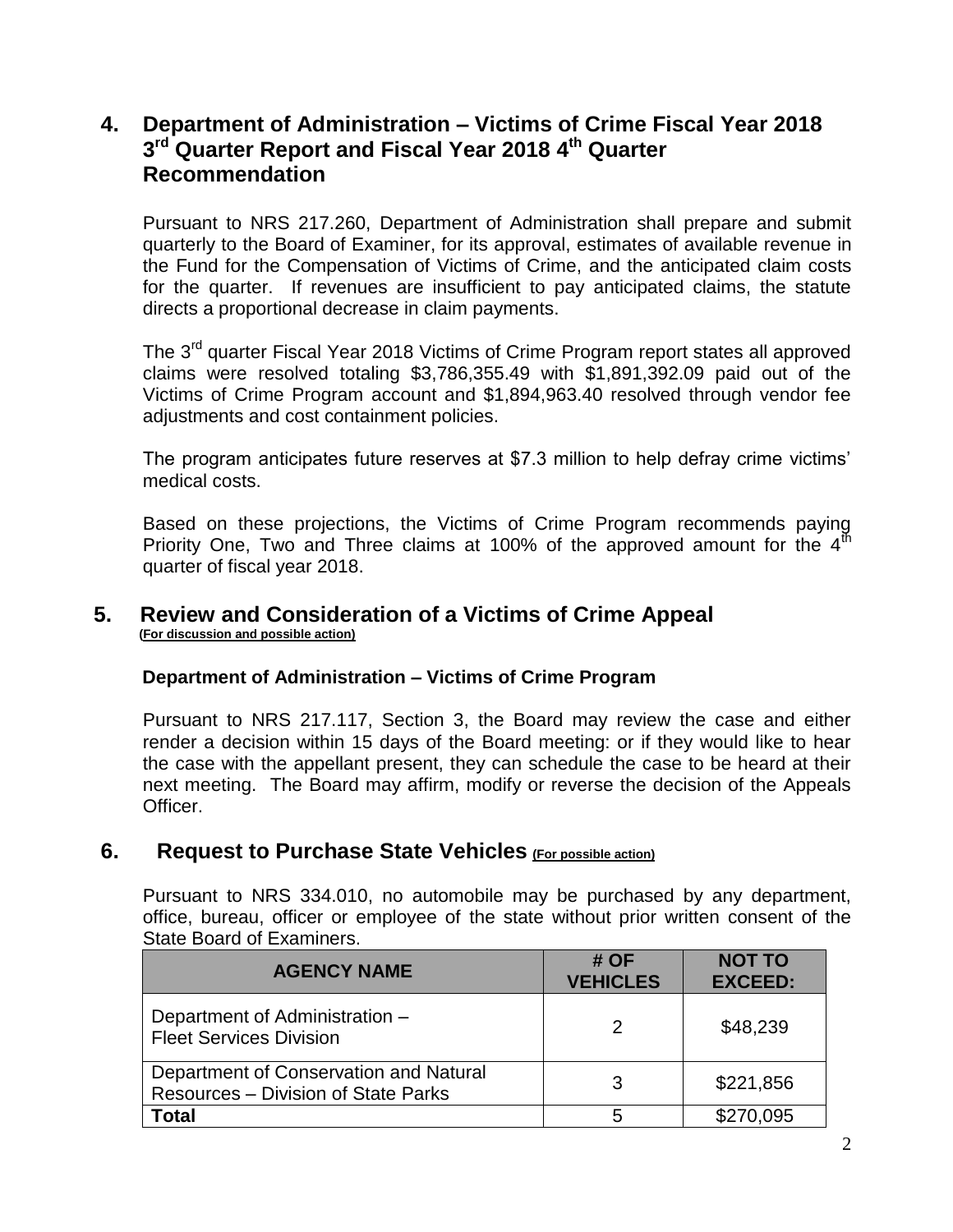## 4. Department of Administration – Victims of Crime Fiscal Year 2018 3rd Quarter Report and Fiscal Year 2018 4th Quarter Recommendation

Pursuant to NRS 217.260, Department of Administration shall prepare and submit quarterly to the Board of Examiner, for its approval, estimates of available revenue in the Fund for the Compensation of Victims of Crime, and the anticipated claim costs for the quarter. If revenues are insufficient to pay anticipated claims, the statute directs a proportional decrease in claim payments.

The 3rd quarter Fiscal Year 2018 Victims of Crime Program report states all approved claims were resolved totaling $3,786,355.49 with $1,891,392.09 paid out of the Victims of Crime Program account and $1,894,963.40 resolved through vendor fee adjustments and cost containment policies.

The program anticipates future reserves at $7.3 million to help defray crime victims' medical costs.

Based on these projections, the Victims of Crime Program recommends paying Priority One, Two and Three claims at 100% of the approved amount for the 4th quarter of fiscal year 2018.

## 5. Review and Consideration of a Victims of Crime Appeal

**(For discussion and possible action)**

**Department of Administration – Victims of Crime Program**

Pursuant to NRS 217.117, Section 3, the Board may review the case and either render a decision within 15 days of the Board meeting: or if they would like to hear the case with the appellant present, they can schedule the case to be heard at their next meeting. The Board may affirm, modify or reverse the decision of the Appeals Officer.

## 6. Request to Purchase State Vehicles (For possible action)

Pursuant to NRS 334.010, no automobile may be purchased by any department, office, bureau, officer or employee of the state without prior written consent of the State Board of Examiners.

| AGENCY NAME | # OF VEHICLES | NOT TO EXCEED: |
|---|---|---|
| Department of Administration – Fleet Services Division | 2 | $48,239 |
| Department of Conservation and Natural Resources – Division of State Parks | 3 | $221,856 |
| **Total** | 5 | $270,095 |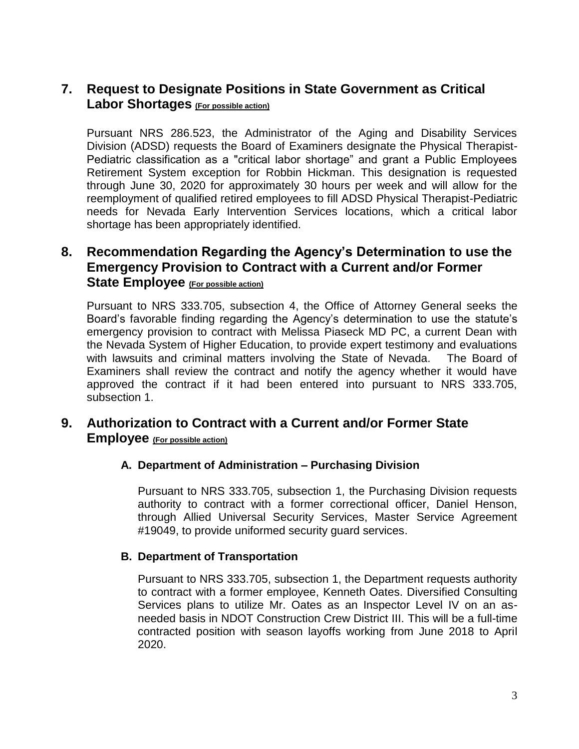## 7. Request to Designate Positions in State Government as Critical Labor Shortages (For possible action)

Pursuant NRS 286.523, the Administrator of the Aging and Disability Services Division (ADSD) requests the Board of Examiners designate the Physical Therapist-Pediatric classification as a "critical labor shortage" and grant a Public Employees Retirement System exception for Robbin Hickman. This designation is requested through June 30, 2020 for approximately 30 hours per week and will allow for the reemployment of qualified retired employees to fill ADSD Physical Therapist-Pediatric needs for Nevada Early Intervention Services locations, which a critical labor shortage has been appropriately identified.

## 8. Recommendation Regarding the Agency's Determination to use the Emergency Provision to Contract with a Current and/or Former State Employee (For possible action)

Pursuant to NRS 333.705, subsection 4, the Office of Attorney General seeks the Board's favorable finding regarding the Agency's determination to use the statute's emergency provision to contract with Melissa Piaseck MD PC, a current Dean with the Nevada System of Higher Education, to provide expert testimony and evaluations with lawsuits and criminal matters involving the State of Nevada. The Board of Examiners shall review the contract and notify the agency whether it would have approved the contract if it had been entered into pursuant to NRS 333.705, subsection 1.

## 9. Authorization to Contract with a Current and/or Former State Employee (For possible action)

### A. Department of Administration – Purchasing Division

Pursuant to NRS 333.705, subsection 1, the Purchasing Division requests authority to contract with a former correctional officer, Daniel Henson, through Allied Universal Security Services, Master Service Agreement #19049, to provide uniformed security guard services.

### B. Department of Transportation

Pursuant to NRS 333.705, subsection 1, the Department requests authority to contract with a former employee, Kenneth Oates. Diversified Consulting Services plans to utilize Mr. Oates as an Inspector Level IV on an as-needed basis in NDOT Construction Crew District III. This will be a full-time contracted position with season layoffs working from June 2018 to April 2020.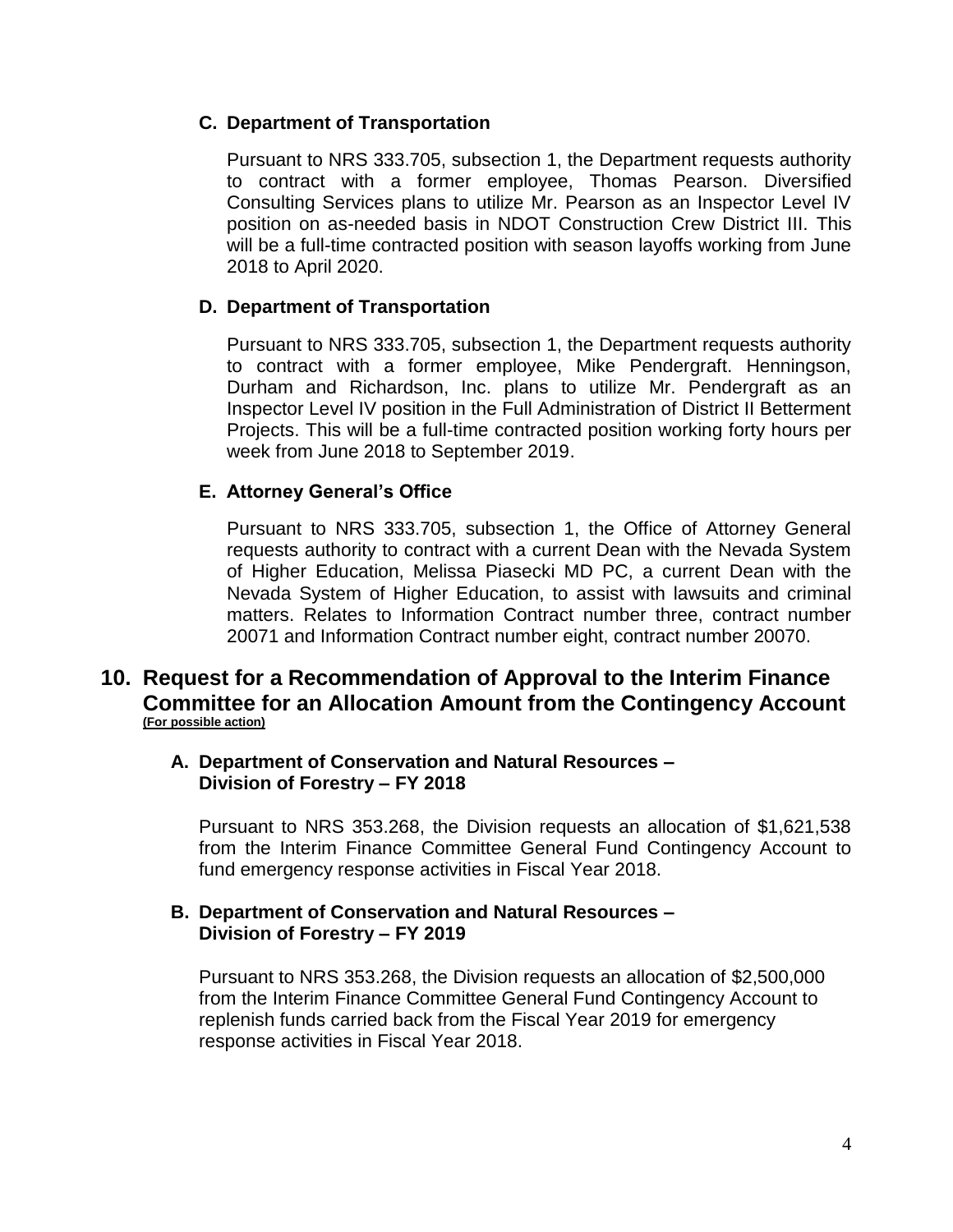### C. Department of Transportation

Pursuant to NRS 333.705, subsection 1, the Department requests authority to contract with a former employee, Thomas Pearson. Diversified Consulting Services plans to utilize Mr. Pearson as an Inspector Level IV position on as-needed basis in NDOT Construction Crew District III. This will be a full-time contracted position with season layoffs working from June 2018 to April 2020.

### D. Department of Transportation

Pursuant to NRS 333.705, subsection 1, the Department requests authority to contract with a former employee, Mike Pendergraft. Henningson, Durham and Richardson, Inc. plans to utilize Mr. Pendergraft as an Inspector Level IV position in the Full Administration of District II Betterment Projects. This will be a full-time contracted position working forty hours per week from June 2018 to September 2019.

### E. Attorney General's Office

Pursuant to NRS 333.705, subsection 1, the Office of Attorney General requests authority to contract with a current Dean with the Nevada System of Higher Education, Melissa Piasecki MD PC, a current Dean with the Nevada System of Higher Education, to assist with lawsuits and criminal matters. Relates to Information Contract number three, contract number 20071 and Information Contract number eight, contract number 20070.

## 10. Request for a Recommendation of Approval to the Interim Finance Committee for an Allocation Amount from the Contingency Account

**(For possible action)**

### A. Department of Conservation and Natural Resources – Division of Forestry – FY 2018

Pursuant to NRS 353.268, the Division requests an allocation of $1,621,538 from the Interim Finance Committee General Fund Contingency Account to fund emergency response activities in Fiscal Year 2018.

### B. Department of Conservation and Natural Resources – Division of Forestry – FY 2019

Pursuant to NRS 353.268, the Division requests an allocation of $2,500,000 from the Interim Finance Committee General Fund Contingency Account to replenish funds carried back from the Fiscal Year 2019 for emergency response activities in Fiscal Year 2018.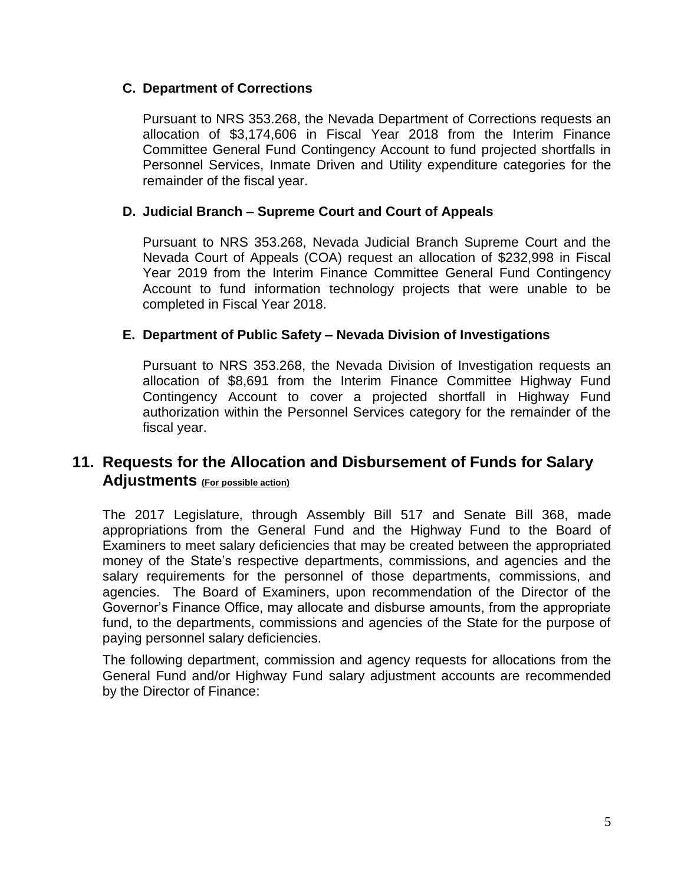### C. Department of Corrections

Pursuant to NRS 353.268, the Nevada Department of Corrections requests an allocation of $3,174,606 in Fiscal Year 2018 from the Interim Finance Committee General Fund Contingency Account to fund projected shortfalls in Personnel Services, Inmate Driven and Utility expenditure categories for the remainder of the fiscal year.

### D. Judicial Branch – Supreme Court and Court of Appeals

Pursuant to NRS 353.268, Nevada Judicial Branch Supreme Court and the Nevada Court of Appeals (COA) request an allocation of $232,998 in Fiscal Year 2019 from the Interim Finance Committee General Fund Contingency Account to fund information technology projects that were unable to be completed in Fiscal Year 2018.

### E. Department of Public Safety – Nevada Division of Investigations

Pursuant to NRS 353.268, the Nevada Division of Investigation requests an allocation of $8,691 from the Interim Finance Committee Highway Fund Contingency Account to cover a projected shortfall in Highway Fund authorization within the Personnel Services category for the remainder of the fiscal year.

## 11. Requests for the Allocation and Disbursement of Funds for Salary Adjustments (For possible action)

The 2017 Legislature, through Assembly Bill 517 and Senate Bill 368, made appropriations from the General Fund and the Highway Fund to the Board of Examiners to meet salary deficiencies that may be created between the appropriated money of the State's respective departments, commissions, and agencies and the salary requirements for the personnel of those departments, commissions, and agencies. The Board of Examiners, upon recommendation of the Director of the Governor's Finance Office, may allocate and disburse amounts, from the appropriate fund, to the departments, commissions and agencies of the State for the purpose of paying personnel salary deficiencies.

The following department, commission and agency requests for allocations from the General Fund and/or Highway Fund salary adjustment accounts are recommended by the Director of Finance: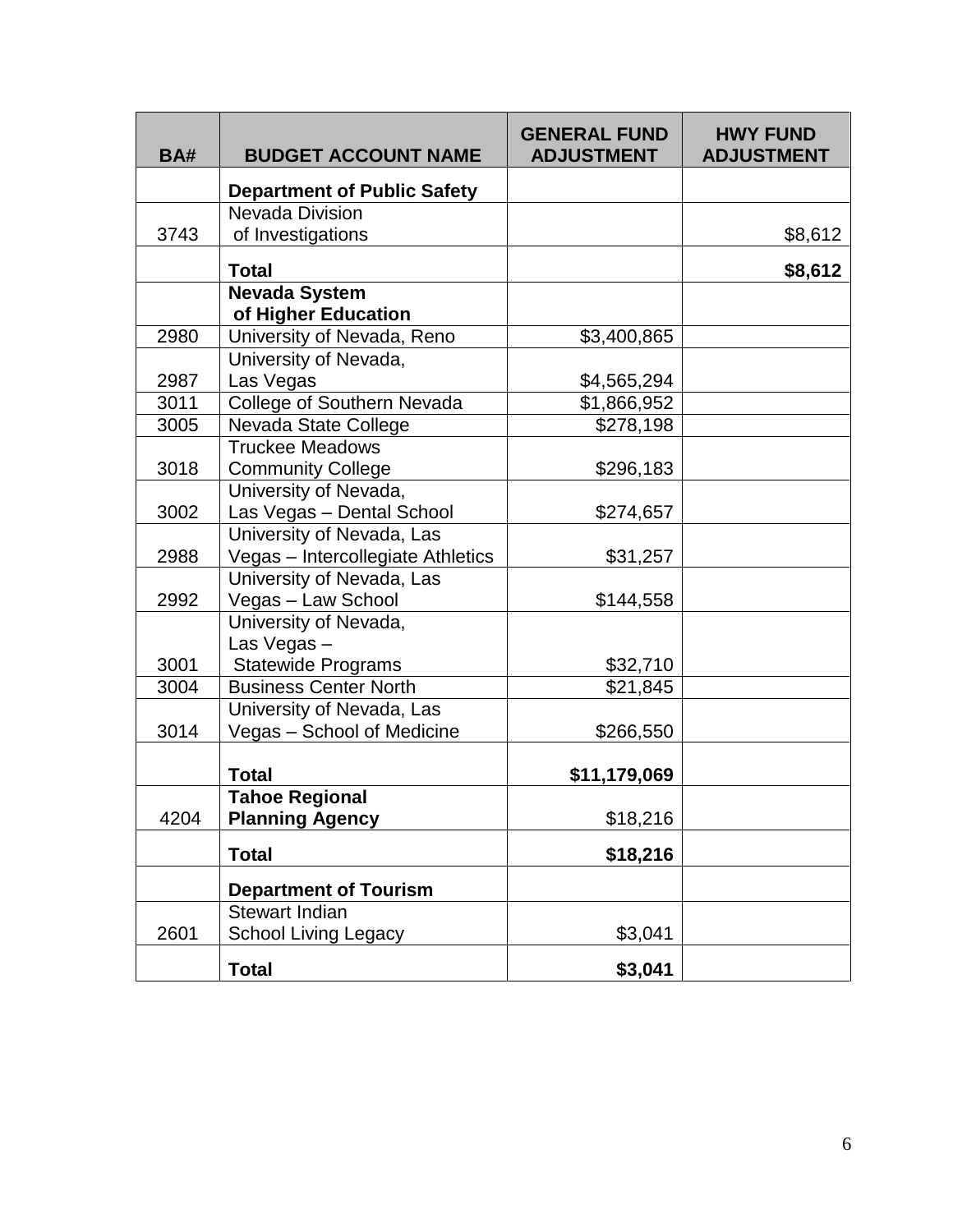| BA# | BUDGET ACCOUNT NAME | GENERAL FUND ADJUSTMENT | HWY FUND ADJUSTMENT |
|---|---|---|---|
| | **Department of Public Safety** | | |
| 3743 | Nevada Division of Investigations | | $8,612 |
| | **Total** | | **$8,612** |
| | **Nevada System of Higher Education** | | |
| 2980 | University of Nevada, Reno | $3,400,865 | |
| 2987 | University of Nevada, Las Vegas | $4,565,294 | |
| 3011 | College of Southern Nevada | $1,866,952 | |
| 3005 | Nevada State College | $278,198 | |
| 3018 | Truckee Meadows Community College | $296,183 | |
| 3002 | University of Nevada, Las Vegas – Dental School | $274,657 | |
| 2988 | University of Nevada, Las Vegas – Intercollegiate Athletics | $31,257 | |
| 2992 | University of Nevada, Las Vegas – Law School | $144,558 | |
| 3001 | University of Nevada, Las Vegas – Statewide Programs | $32,710 | |
| 3004 | Business Center North | $21,845 | |
| 3014 | University of Nevada, Las Vegas – School of Medicine | $266,550 | |
| | **Total** | **$11,179,069** | |
| 4204 | **Tahoe Regional Planning Agency** | $18,216 | |
| | **Total** | **$18,216** | |
| | **Department of Tourism** | | |
| 2601 | Stewart Indian School Living Legacy | $3,041 | |
| | **Total** | **$3,041** | |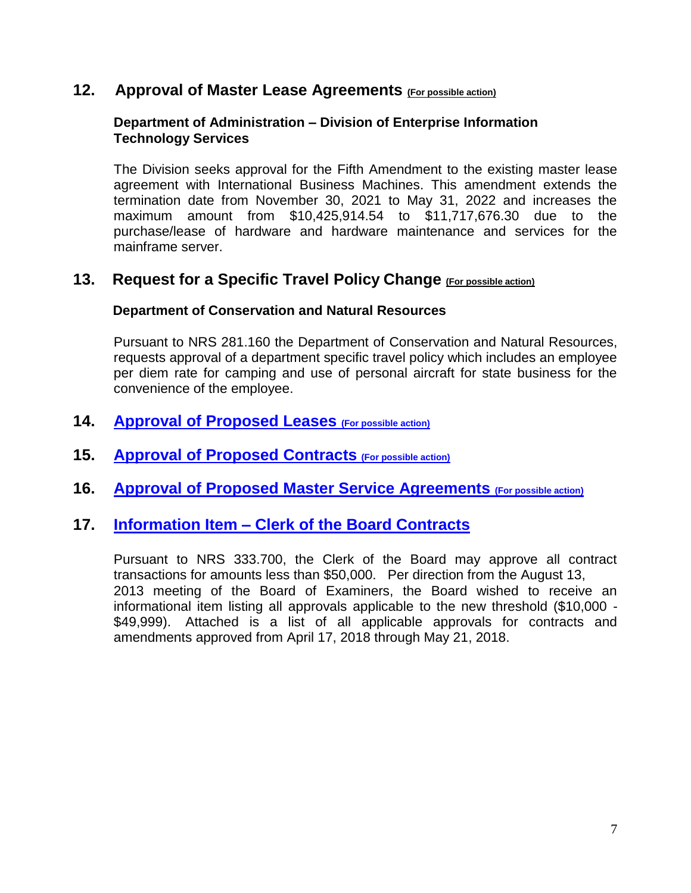## 12. Approval of Master Lease Agreements (For possible action)

**Department of Administration – Division of Enterprise Information Technology Services**

The Division seeks approval for the Fifth Amendment to the existing master lease agreement with International Business Machines. This amendment extends the termination date from November 30, 2021 to May 31, 2022 and increases the maximum amount from $10,425,914.54 to $11,717,676.30 due to the purchase/lease of hardware and hardware maintenance and services for the mainframe server.

## 13. Request for a Specific Travel Policy Change (For possible action)

**Department of Conservation and Natural Resources**

Pursuant to NRS 281.160 the Department of Conservation and Natural Resources, requests approval of a department specific travel policy which includes an employee per diem rate for camping and use of personal aircraft for state business for the convenience of the employee.

## 14. Approval of Proposed Leases (For possible action)

## 15. Approval of Proposed Contracts (For possible action)

## 16. Approval of Proposed Master Service Agreements (For possible action)

## 17. Information Item – Clerk of the Board Contracts

Pursuant to NRS 333.700, the Clerk of the Board may approve all contract transactions for amounts less than $50,000. Per direction from the August 13, 2013 meeting of the Board of Examiners, the Board wished to receive an informational item listing all approvals applicable to the new threshold ($10,000 - $49,999). Attached is a list of all applicable approvals for contracts and amendments approved from April 17, 2018 through May 21, 2018.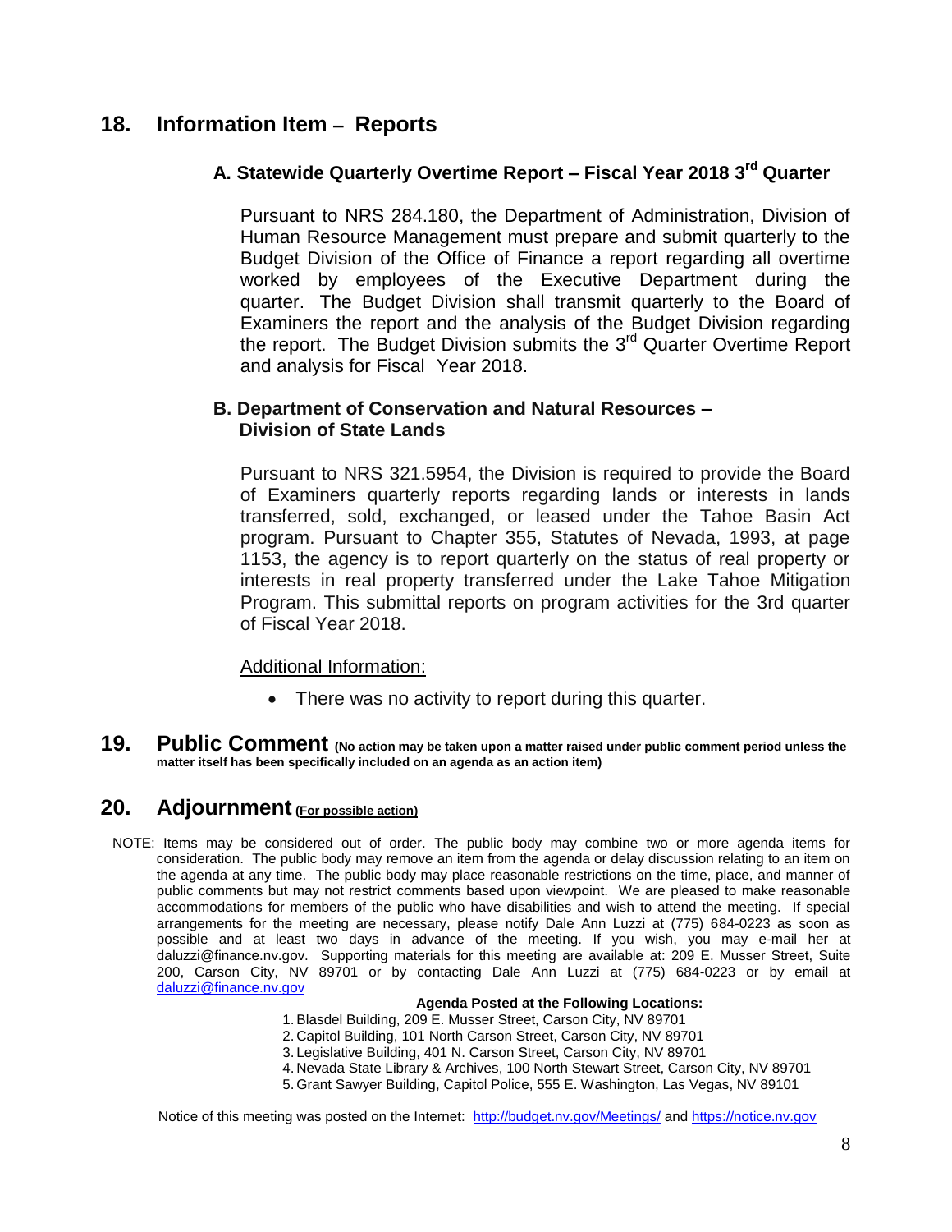## 18. Information Item – Reports

### A. Statewide Quarterly Overtime Report – Fiscal Year 2018 3rd Quarter

Pursuant to NRS 284.180, the Department of Administration, Division of Human Resource Management must prepare and submit quarterly to the Budget Division of the Office of Finance a report regarding all overtime worked by employees of the Executive Department during the quarter. The Budget Division shall transmit quarterly to the Board of Examiners the report and the analysis of the Budget Division regarding the report. The Budget Division submits the 3rd Quarter Overtime Report and analysis for Fiscal Year 2018.

### B. Department of Conservation and Natural Resources – Division of State Lands

Pursuant to NRS 321.5954, the Division is required to provide the Board of Examiners quarterly reports regarding lands or interests in lands transferred, sold, exchanged, or leased under the Tahoe Basin Act program. Pursuant to Chapter 355, Statutes of Nevada, 1993, at page 1153, the agency is to report quarterly on the status of real property or interests in real property transferred under the Lake Tahoe Mitigation Program. This submittal reports on program activities for the 3rd quarter of Fiscal Year 2018.

Additional Information:

- There was no activity to report during this quarter.

## 19. Public Comment (No action may be taken upon a matter raised under public comment period unless the matter itself has been specifically included on an agenda as an action item)

## 20. Adjournment (For possible action)

NOTE: Items may be considered out of order. The public body may combine two or more agenda items for consideration. The public body may remove an item from the agenda or delay discussion relating to an item on the agenda at any time. The public body may place reasonable restrictions on the time, place, and manner of public comments but may not restrict comments based upon viewpoint. We are pleased to make reasonable accommodations for members of the public who have disabilities and wish to attend the meeting. If special arrangements for the meeting are necessary, please notify Dale Ann Luzzi at (775) 684-0223 as soon as possible and at least two days in advance of the meeting. If you wish, you may e-mail her at daluzzi@finance.nv.gov. Supporting materials for this meeting are available at: 209 E. Musser Street, Suite 200, Carson City, NV 89701 or by contacting Dale Ann Luzzi at (775) 684-0223 or by email at daluzzi@finance.nv.gov

**Agenda Posted at the Following Locations:**

1. Blasdel Building, 209 E. Musser Street, Carson City, NV 89701
2. Capitol Building, 101 North Carson Street, Carson City, NV 89701
3. Legislative Building, 401 N. Carson Street, Carson City, NV 89701
4. Nevada State Library & Archives, 100 North Stewart Street, Carson City, NV 89701
5. Grant Sawyer Building, Capitol Police, 555 E. Washington, Las Vegas, NV 89101

Notice of this meeting was posted on the Internet: http://budget.nv.gov/Meetings/ and https://notice.nv.gov